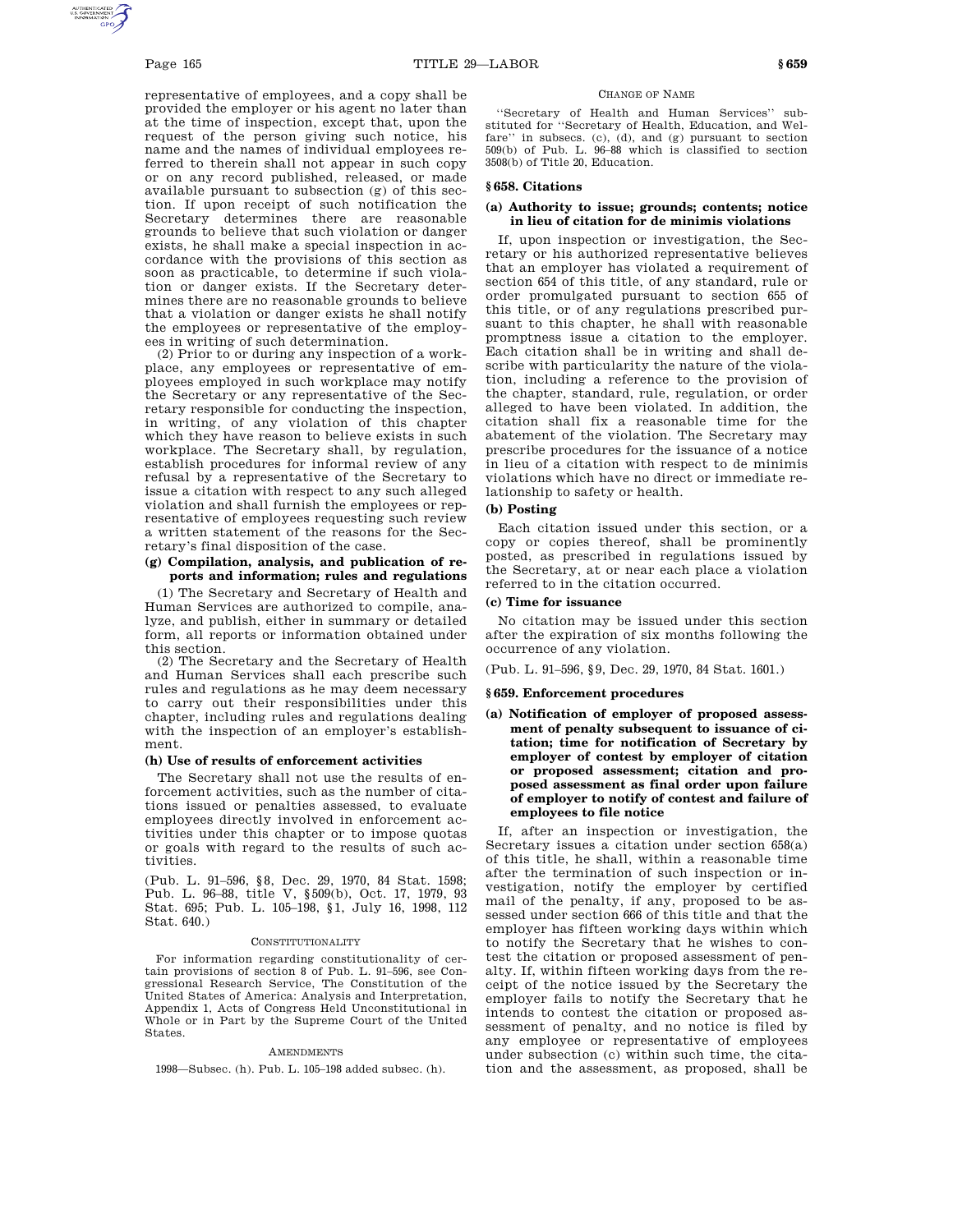representative of employees, and a copy shall be provided the employer or his agent no later than at the time of inspection, except that, upon the request of the person giving such notice, his name and the names of individual employees referred to therein shall not appear in such copy or on any record published, released, or made available pursuant to subsection (g) of this section. If upon receipt of such notification the Secretary determines there are reasonable grounds to believe that such violation or danger exists, he shall make a special inspection in accordance with the provisions of this section as soon as practicable, to determine if such violation or danger exists. If the Secretary determines there are no reasonable grounds to believe that a violation or danger exists he shall notify the employees or representative of the employees in writing of such determination.

(2) Prior to or during any inspection of a workplace, any employees or representative of employees employed in such workplace may notify the Secretary or any representative of the Secretary responsible for conducting the inspection, in writing, of any violation of this chapter which they have reason to believe exists in such workplace. The Secretary shall, by regulation, establish procedures for informal review of any refusal by a representative of the Secretary to issue a citation with respect to any such alleged violation and shall furnish the employees or representative of employees requesting such review a written statement of the reasons for the Secretary's final disposition of the case.

**(g) Compilation, analysis, and publication of reports and information; rules and regulations**

(1) The Secretary and Secretary of Health and Human Services are authorized to compile, analyze, and publish, either in summary or detailed form, all reports or information obtained under this section.

(2) The Secretary and the Secretary of Health and Human Services shall each prescribe such rules and regulations as he may deem necessary to carry out their responsibilities under this chapter, including rules and regulations dealing with the inspection of an employer's establishment.

**(h) Use of results of enforcement activities**

The Secretary shall not use the results of enforcement activities, such as the number of citations issued or penalties assessed, to evaluate employees directly involved in enforcement activities under this chapter or to impose quotas or goals with regard to the results of such activities.

(Pub. L. 91–596, §8, Dec. 29, 1970, 84 Stat. 1598; Pub. L. 96–88, title V, §509(b), Oct. 17, 1979, 93 Stat. 695; Pub. L. 105–198, §1, July 16, 1998, 112 Stat. 640.)

CONSTITUTIONALITY

For information regarding constitutionality of certain provisions of section 8 of Pub. L. 91–596, see Congressional Research Service, The Constitution of the United States of America: Analysis and Interpretation, Appendix 1, Acts of Congress Held Unconstitutional in Whole or in Part by the Supreme Court of the United States.

AMENDMENTS

1998—Subsec. (h). Pub. L. 105–198 added subsec. (h).

CHANGE OF NAME

"Secretary of Health and Human Services" substituted for "Secretary of Health, Education, and Welfare" in subsecs. (c), (d), and (g) pursuant to section 509(b) of Pub. L. 96–88 which is classified to section 3508(b) of Title 20, Education.

## §658. Citations

**(a) Authority to issue; grounds; contents; notice in lieu of citation for de minimis violations**

If, upon inspection or investigation, the Secretary or his authorized representative believes that an employer has violated a requirement of section 654 of this title, of any standard, rule or order promulgated pursuant to section 655 of this title, or of any regulations prescribed pursuant to this chapter, he shall with reasonable promptness issue a citation to the employer. Each citation shall be in writing and shall describe with particularity the nature of the violation, including a reference to the provision of the chapter, standard, rule, regulation, or order alleged to have been violated. In addition, the citation shall fix a reasonable time for the abatement of the violation. The Secretary may prescribe procedures for the issuance of a notice in lieu of a citation with respect to de minimis violations which have no direct or immediate relationship to safety or health.

**(b) Posting**

Each citation issued under this section, or a copy or copies thereof, shall be prominently posted, as prescribed in regulations issued by the Secretary, at or near each place a violation referred to in the citation occurred.

**(c) Time for issuance**

No citation may be issued under this section after the expiration of six months following the occurrence of any violation.

(Pub. L. 91–596, §9, Dec. 29, 1970, 84 Stat. 1601.)

## §659. Enforcement procedures

**(a) Notification of employer of proposed assessment of penalty subsequent to issuance of citation; time for notification of Secretary by employer of contest by employer of citation or proposed assessment; citation and proposed assessment as final order upon failure of employer to notify of contest and failure of employees to file notice**

If, after an inspection or investigation, the Secretary issues a citation under section 658(a) of this title, he shall, within a reasonable time after the termination of such inspection or investigation, notify the employer by certified mail of the penalty, if any, proposed to be assessed under section 666 of this title and that the employer has fifteen working days within which to notify the Secretary that he wishes to contest the citation or proposed assessment of penalty. If, within fifteen working days from the receipt of the notice issued by the Secretary the employer fails to notify the Secretary that he intends to contest the citation or proposed assessment of penalty, and no notice is filed by any employee or representative of employees under subsection (c) within such time, the citation and the assessment, as proposed, shall be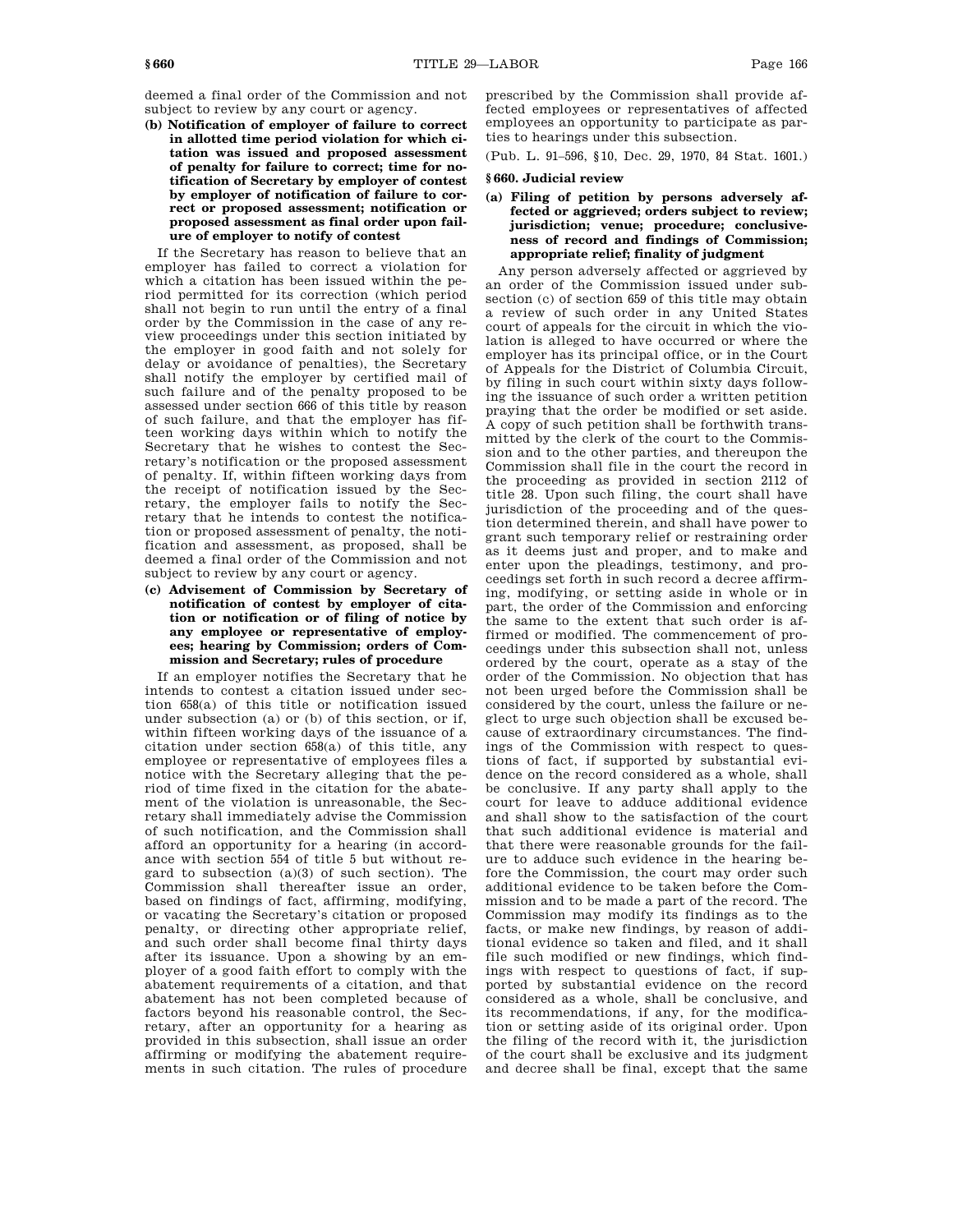deemed a final order of the Commission and not subject to review by any court or agency.

**(b) Notification of employer of failure to correct in allotted time period violation for which citation was issued and proposed assessment of penalty for failure to correct; time for notification of Secretary by employer of contest by employer of notification of failure to correct or proposed assessment; notification or proposed assessment as final order upon failure of employer to notify of contest**

If the Secretary has reason to believe that an employer has failed to correct a violation for which a citation has been issued within the period permitted for its correction (which period shall not begin to run until the entry of a final order by the Commission in the case of any review proceedings under this section initiated by the employer in good faith and not solely for delay or avoidance of penalties), the Secretary shall notify the employer by certified mail of such failure and of the penalty proposed to be assessed under section 666 of this title by reason of such failure, and that the employer has fifteen working days within which to notify the Secretary that he wishes to contest the Secretary's notification or the proposed assessment of penalty. If, within fifteen working days from the receipt of notification issued by the Secretary, the employer fails to notify the Secretary that he intends to contest the notification or proposed assessment of penalty, the notification and assessment, as proposed, shall be deemed a final order of the Commission and not subject to review by any court or agency.

**(c) Advisement of Commission by Secretary of notification of contest by employer of citation or notification or of filing of notice by any employee or representative of employees; hearing by Commission; orders of Commission and Secretary; rules of procedure**

If an employer notifies the Secretary that he intends to contest a citation issued under section 658(a) of this title or notification issued under subsection (a) or (b) of this section, or if, within fifteen working days of the issuance of a citation under section 658(a) of this title, any employee or representative of employees files a notice with the Secretary alleging that the period of time fixed in the citation for the abatement of the violation is unreasonable, the Secretary shall immediately advise the Commission of such notification, and the Commission shall afford an opportunity for a hearing (in accordance with section 554 of title 5 but without regard to subsection (a)(3) of such section). The Commission shall thereafter issue an order, based on findings of fact, affirming, modifying, or vacating the Secretary's citation or proposed penalty, or directing other appropriate relief, and such order shall become final thirty days after its issuance. Upon a showing by an employer of a good faith effort to comply with the abatement requirements of a citation, and that abatement has not been completed because of factors beyond his reasonable control, the Secretary, after an opportunity for a hearing as provided in this subsection, shall issue an order affirming or modifying the abatement requirements in such citation. The rules of procedure prescribed by the Commission shall provide affected employees or representatives of affected employees an opportunity to participate as parties to hearings under this subsection.

(Pub. L. 91–596, §10, Dec. 29, 1970, 84 Stat. 1601.)

## §660. Judicial review

**(a) Filing of petition by persons adversely affected or aggrieved; orders subject to review; jurisdiction; venue; procedure; conclusiveness of record and findings of Commission; appropriate relief; finality of judgment**

Any person adversely affected or aggrieved by an order of the Commission issued under subsection (c) of section 659 of this title may obtain a review of such order in any United States court of appeals for the circuit in which the violation is alleged to have occurred or where the employer has its principal office, or in the Court of Appeals for the District of Columbia Circuit, by filing in such court within sixty days following the issuance of such order a written petition praying that the order be modified or set aside. A copy of such petition shall be forthwith transmitted by the clerk of the court to the Commission and to the other parties, and thereupon the Commission shall file in the court the record in the proceeding as provided in section 2112 of title 28. Upon such filing, the court shall have jurisdiction of the proceeding and of the question determined therein, and shall have power to grant such temporary relief or restraining order as it deems just and proper, and to make and enter upon the pleadings, testimony, and proceedings set forth in such record a decree affirming, modifying, or setting aside in whole or in part, the order of the Commission and enforcing the same to the extent that such order is affirmed or modified. The commencement of proceedings under this subsection shall not, unless ordered by the court, operate as a stay of the order of the Commission. No objection that has not been urged before the Commission shall be considered by the court, unless the failure or neglect to urge such objection shall be excused because of extraordinary circumstances. The findings of the Commission with respect to questions of fact, if supported by substantial evidence on the record considered as a whole, shall be conclusive. If any party shall apply to the court for leave to adduce additional evidence and shall show to the satisfaction of the court that such additional evidence is material and that there were reasonable grounds for the failure to adduce such evidence in the hearing before the Commission, the court may order such additional evidence to be taken before the Commission and to be made a part of the record. The Commission may modify its findings as to the facts, or make new findings, by reason of additional evidence so taken and filed, and it shall file such modified or new findings, which findings with respect to questions of fact, if supported by substantial evidence on the record considered as a whole, shall be conclusive, and its recommendations, if any, for the modification or setting aside of its original order. Upon the filing of the record with it, the jurisdiction of the court shall be exclusive and its judgment and decree shall be final, except that the same